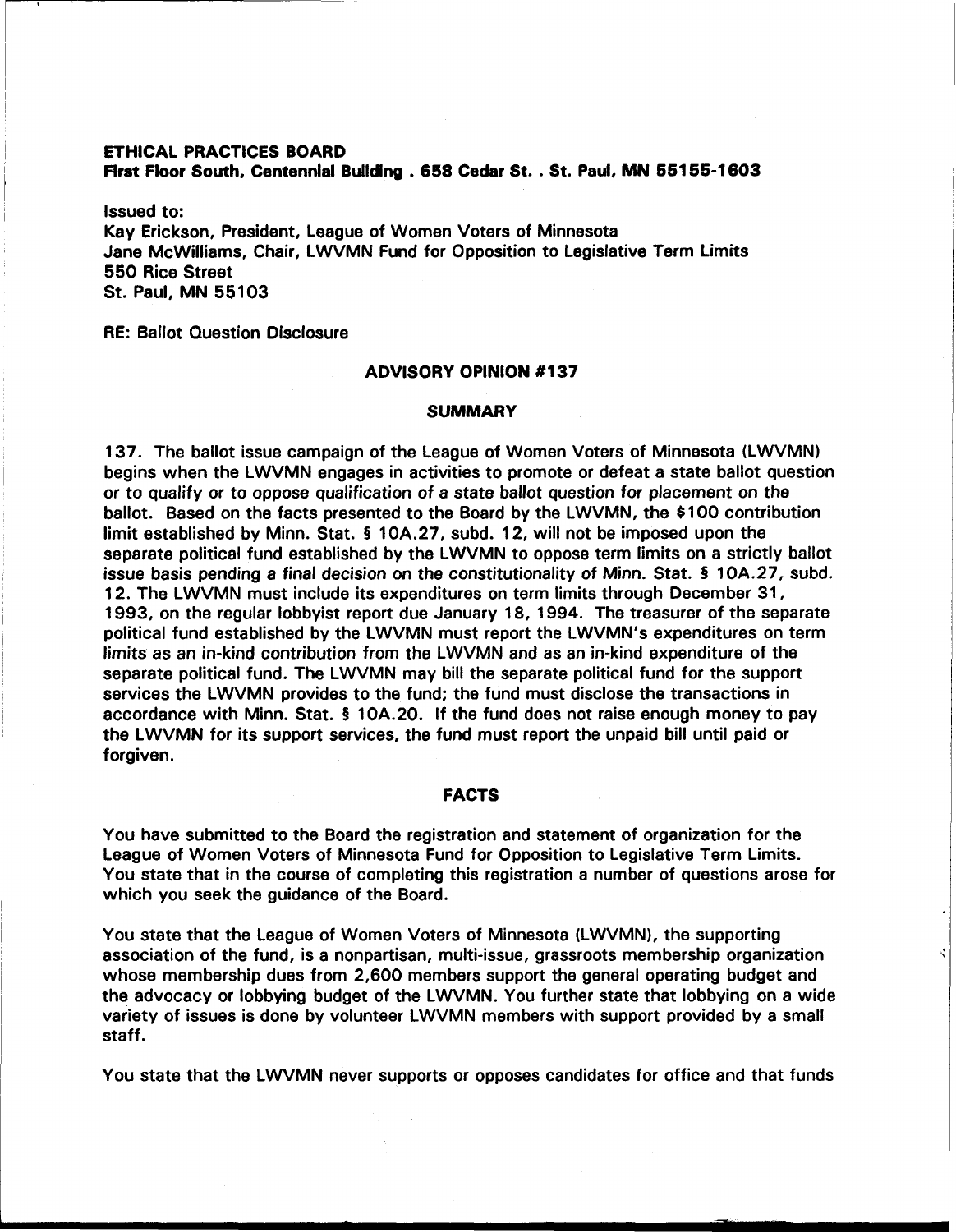**ETHICAL PRACTICES BOARD**
**First Floor South, Centennial Building . 658 Cedar St. . St. Paul, MN 55155-1603**

Issued to:
Kay Erickson, President, League of Women Voters of Minnesota
Jane McWilliams, Chair, LWVMN Fund for Opposition to Legislative Term Limits
550 Rice Street
St. Paul, MN 55103

RE: Ballot Question Disclosure

## ADVISORY OPINION #137

### SUMMARY

137. The ballot issue campaign of the League of Women Voters of Minnesota (LWVMN) begins when the LWVMN engages in activities to promote or defeat a state ballot question or to qualify or to oppose qualification of a state ballot question for placement on the ballot. Based on the facts presented to the Board by the LWVMN, the $100 contribution limit established by Minn. Stat. § 10A.27, subd. 12, will not be imposed upon the separate political fund established by the LWVMN to oppose term limits on a strictly ballot issue basis pending a final decision on the constitutionality of Minn. Stat. § 10A.27, subd. 12. The LWVMN must include its expenditures on term limits through December 31, 1993, on the regular lobbyist report due January 18, 1994. The treasurer of the separate political fund established by the LWVMN must report the LWVMN's expenditures on term limits as an in-kind contribution from the LWVMN and as an in-kind expenditure of the separate political fund. The LWVMN may bill the separate political fund for the support services the LWVMN provides to the fund; the fund must disclose the transactions in accordance with Minn. Stat. § 10A.20. If the fund does not raise enough money to pay the LWVMN for its support services, the fund must report the unpaid bill until paid or forgiven.

### FACTS

You have submitted to the Board the registration and statement of organization for the League of Women Voters of Minnesota Fund for Opposition to Legislative Term Limits. You state that in the course of completing this registration a number of questions arose for which you seek the guidance of the Board.

You state that the League of Women Voters of Minnesota (LWVMN), the supporting association of the fund, is a nonpartisan, multi-issue, grassroots membership organization whose membership dues from 2,600 members support the general operating budget and the advocacy or lobbying budget of the LWVMN. You further state that lobbying on a wide variety of issues is done by volunteer LWVMN members with support provided by a small staff.

You state that the LWVMN never supports or opposes candidates for office and that funds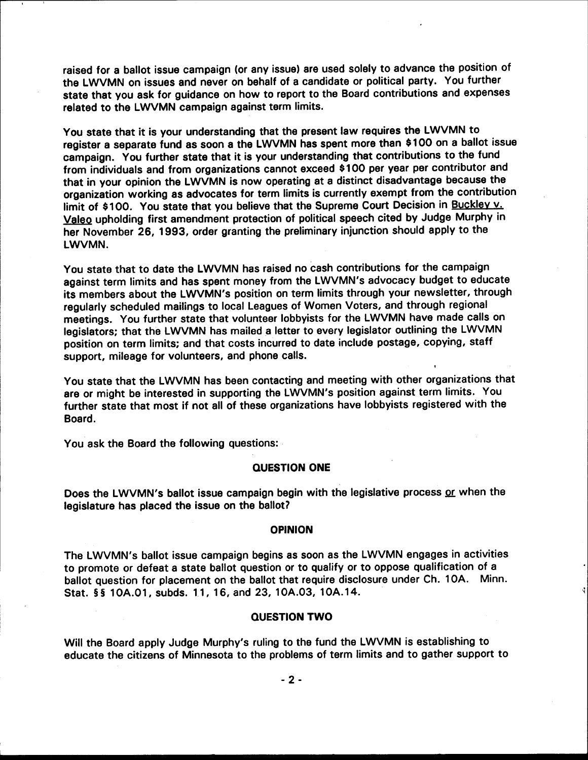raised for a ballot issue campaign (or any issue) are used solely to advance the position of the LWVMN on issues and never on behalf of a candidate or political party. You further state that you ask for guidance on how to report to the Board contributions and expenses related to the LWVMN campaign against term limits.

You state that it is your understanding that the present law requires the LWVMN to register a separate fund as soon a the LWVMN has spent more than $100 on a ballot issue campaign. You further state that it is your understanding that contributions to the fund from individuals and from organizations cannot exceed $100 per year per contributor and that in your opinion the LWVMN is now operating at a distinct disadvantage because the organization working as advocates for term limits is currently exempt from the contribution limit of $100. You state that you believe that the Supreme Court Decision in Buckley v. Valeo upholding first amendment protection of political speech cited by Judge Murphy in her November 26, 1993, order granting the preliminary injunction should apply to the LWVMN.

You state that to date the LWVMN has raised no cash contributions for the campaign against term limits and has spent money from the LWVMN's advocacy budget to educate its members about the LWVMN's position on term limits through your newsletter, through regularly scheduled mailings to local Leagues of Women Voters, and through regional meetings. You further state that volunteer lobbyists for the LWVMN have made calls on legislators; that the LWVMN has mailed a letter to every legislator outlining the LWVMN position on term limits; and that costs incurred to date include postage, copying, staff support, mileage for volunteers, and phone calls.

You state that the LWVMN has been contacting and meeting with other organizations that are or might be interested in supporting the LWVMN's position against term limits. You further state that most if not all of these organizations have lobbyists registered with the Board.

You ask the Board the following questions:

## QUESTION ONE

Does the LWVMN's ballot issue campaign begin with the legislative process or when the legislature has placed the issue on the ballot?

## OPINION

The LWVMN's ballot issue campaign begins as soon as the LWVMN engages in activities to promote or defeat a state ballot question or to qualify or to oppose qualification of a ballot question for placement on the ballot that require disclosure under Ch. 10A. Minn. Stat. §§ 10A.01, subds. 11, 16, and 23, 10A.03, 10A.14.

## QUESTION TWO

Will the Board apply Judge Murphy's ruling to the fund the LWVMN is establishing to educate the citizens of Minnesota to the problems of term limits and to gather support to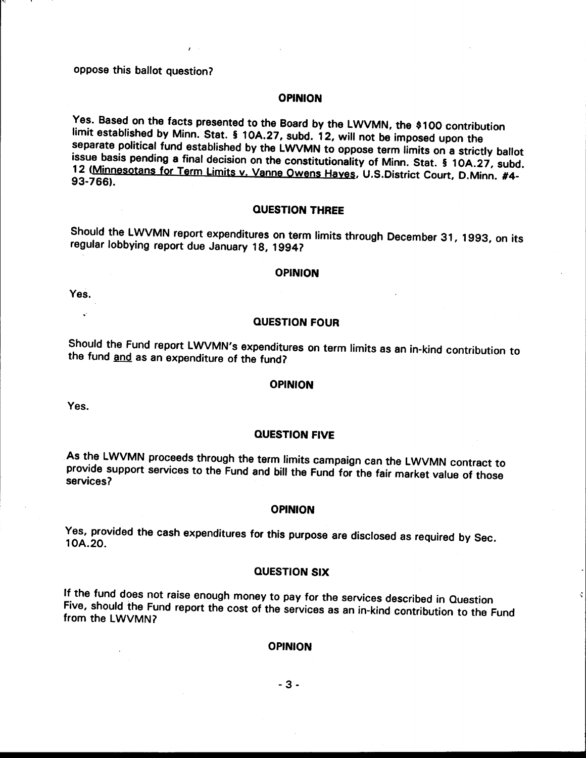oppose this ballot question?

### OPINION

Yes. Based on the facts presented to the Board by the LWVMN, the $100 contribution limit established by Minn. Stat. § 10A.27, subd. 12, will not be imposed upon the separate political fund established by the LWVMN to oppose term limits on a strictly ballot issue basis pending a final decision on the constitutionality of Minn. Stat. § 10A.27, subd. 12 (Minnesotans for Term Limits v. Vanne Owens Hayes, U.S.District Court, D.Minn. #4-93-766).

### QUESTION THREE

Should the LWVMN report expenditures on term limits through December 31, 1993, on its regular lobbying report due January 18, 1994?

### OPINION

Yes.

### QUESTION FOUR

Should the Fund report LWVMN's expenditures on term limits as an in-kind contribution to the fund and as an expenditure of the fund?

### OPINION

Yes.

### QUESTION FIVE

As the LWVMN proceeds through the term limits campaign can the LWVMN contract to provide support services to the Fund and bill the Fund for the fair market value of those services?

### OPINION

Yes, provided the cash expenditures for this purpose are disclosed as required by Sec. 10A.20.

### QUESTION SIX

If the fund does not raise enough money to pay for the services described in Question Five, should the Fund report the cost of the services as an in-kind contribution to the Fund from the LWVMN?

### OPINION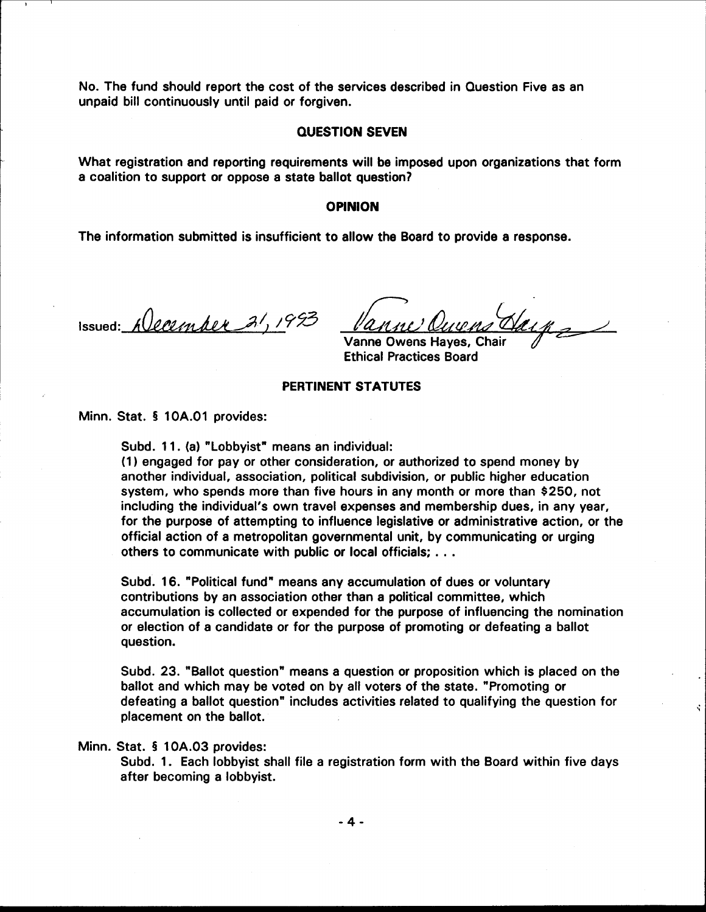No. The fund should report the cost of the services described in Question Five as an unpaid bill continuously until paid or forgiven.

## QUESTION SEVEN

What registration and reporting requirements will be imposed upon organizations that form a coalition to support or oppose a state ballot question?

## OPINION

The information submitted is insufficient to allow the Board to provide a response.

Issued: December 21, 1993

Vanne Owens Hayes, Chair
Ethical Practices Board

## PERTINENT STATUTES

Minn. Stat. § 10A.01 provides:

> Subd. 11. (a) "Lobbyist" means an individual:
> (1) engaged for pay or other consideration, or authorized to spend money by another individual, association, political subdivision, or public higher education system, who spends more than five hours in any month or more than $250, not including the individual's own travel expenses and membership dues, in any year, for the purpose of attempting to influence legislative or administrative action, or the official action of a metropolitan governmental unit, by communicating or urging others to communicate with public or local officials; . . .
>
> Subd. 16. "Political fund" means any accumulation of dues or voluntary contributions by an association other than a political committee, which accumulation is collected or expended for the purpose of influencing the nomination or election of a candidate or for the purpose of promoting or defeating a ballot question.
>
> Subd. 23. "Ballot question" means a question or proposition which is placed on the ballot and which may be voted on by all voters of the state. "Promoting or defeating a ballot question" includes activities related to qualifying the question for placement on the ballot.

Minn. Stat. § 10A.03 provides:

> Subd. 1. Each lobbyist shall file a registration form with the Board within five days after becoming a lobbyist.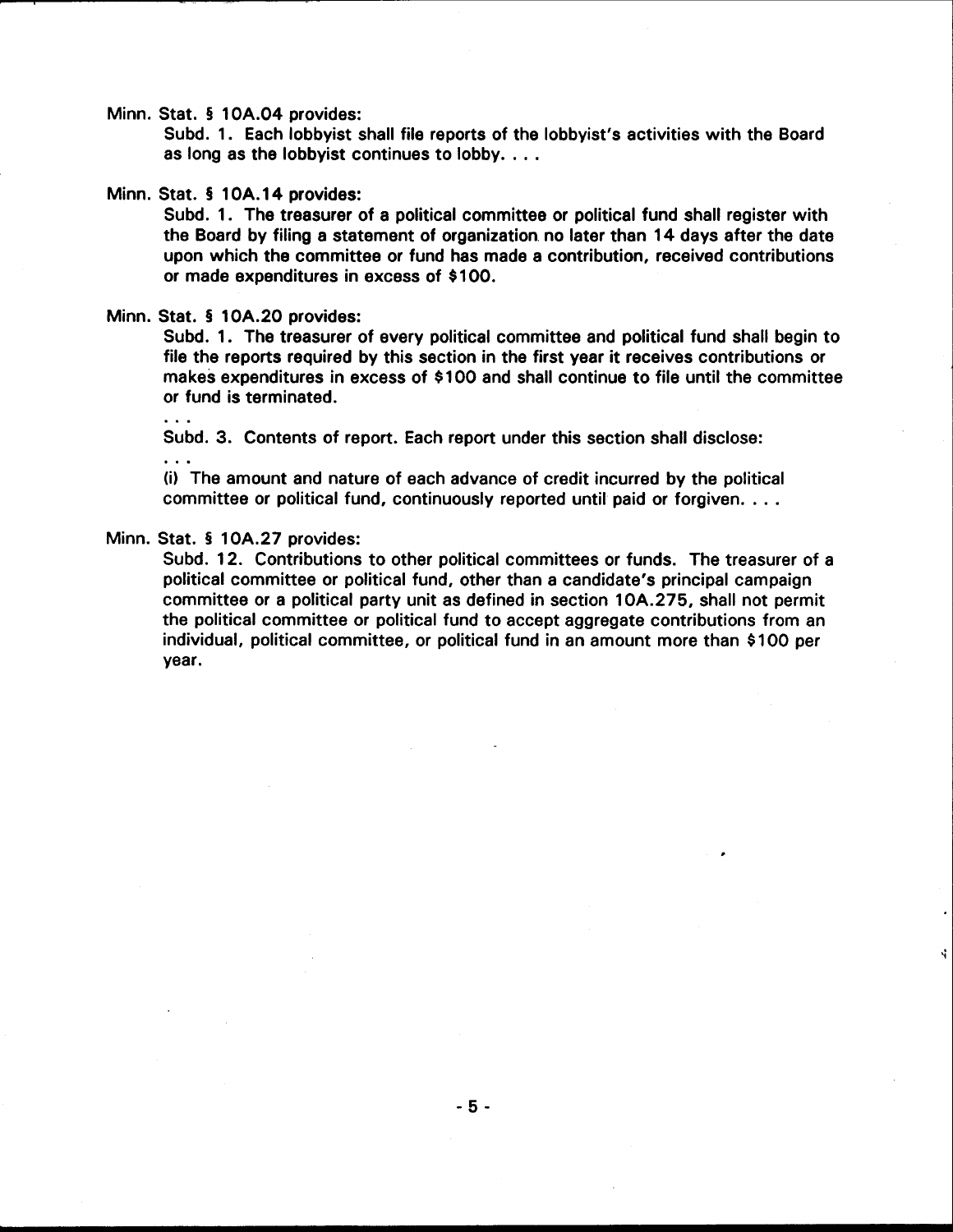Minn. Stat. § 10A.04 provides:

> Subd. 1. Each lobbyist shall file reports of the lobbyist's activities with the Board as long as the lobbyist continues to lobby. . . .

Minn. Stat. § 10A.14 provides:

> Subd. 1. The treasurer of a political committee or political fund shall register with the Board by filing a statement of organization no later than 14 days after the date upon which the committee or fund has made a contribution, received contributions or made expenditures in excess of $100.

Minn. Stat. § 10A.20 provides:

> Subd. 1. The treasurer of every political committee and political fund shall begin to file the reports required by this section in the first year it receives contributions or makes expenditures in excess of $100 and shall continue to file until the committee or fund is terminated.
>
> . . .
>
> Subd. 3. Contents of report. Each report under this section shall disclose:
>
> . . .
>
> (i) The amount and nature of each advance of credit incurred by the political committee or political fund, continuously reported until paid or forgiven. . . .

Minn. Stat. § 10A.27 provides:

> Subd. 12. Contributions to other political committees or funds. The treasurer of a political committee or political fund, other than a candidate's principal campaign committee or a political party unit as defined in section 10A.275, shall not permit the political committee or political fund to accept aggregate contributions from an individual, political committee, or political fund in an amount more than $100 per year.